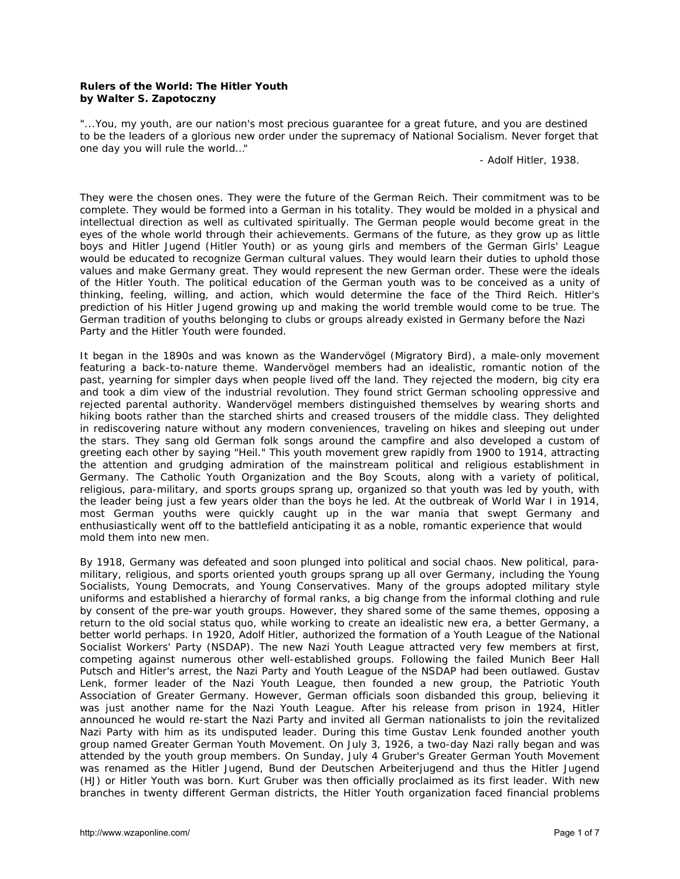**Rules of the World: The Hitler Youth**
**by Walter S. Zapotoczny**

"...You, my youth, are our nation's most precious guarantee for a great future, and you are destined to be the leaders of a glorious new order under the supremacy of National Socialism. Never forget that one day you will rule the world..."

- Adolf Hitler, 1938.

They were the chosen ones. They were the future of the German Reich. Their commitment was to be complete. They would be formed into a German in his totality. They would be molded in a physical and intellectual direction as well as cultivated spiritually. The German people would become great in the eyes of the whole world through their achievements. Germans of the future, as they grow up as little boys and Hitler Jugend (Hitler Youth) or as young girls and members of the German Girls' League would be educated to recognize German cultural values. They would learn their duties to uphold those values and make Germany great. They would represent the new German order. These were the ideals of the Hitler Youth. The political education of the German youth was to be conceived as a unity of thinking, feeling, willing, and action, which would determine the face of the Third Reich. Hitler's prediction of his Hitler Jugend growing up and making the world tremble would come to be true. The German tradition of youths belonging to clubs or groups already existed in Germany before the Nazi Party and the Hitler Youth were founded.

It began in the 1890s and was known as the Wandervögel (Migratory Bird), a male-only movement featuring a back-to-nature theme. Wandervögel members had an idealistic, romantic notion of the past, yearning for simpler days when people lived off the land. They rejected the modern, big city era and took a dim view of the industrial revolution. They found strict German schooling oppressive and rejected parental authority. Wandervögel members distinguished themselves by wearing shorts and hiking boots rather than the starched shirts and creased trousers of the middle class. They delighted in rediscovering nature without any modern conveniences, traveling on hikes and sleeping out under the stars. They sang old German folk songs around the campfire and also developed a custom of greeting each other by saying "Heil." This youth movement grew rapidly from 1900 to 1914, attracting the attention and grudging admiration of the mainstream political and religious establishment in Germany. The Catholic Youth Organization and the Boy Scouts, along with a variety of political, religious, para-military, and sports groups sprang up, organized so that youth was led by youth, with the leader being just a few years older than the boys he led. At the outbreak of World War I in 1914, most German youths were quickly caught up in the war mania that swept Germany and enthusiastically went off to the battlefield anticipating it as a noble, romantic experience that would mold them into new men.

By 1918, Germany was defeated and soon plunged into political and social chaos. New political, para-military, religious, and sports oriented youth groups sprang up all over Germany, including the Young Socialists, Young Democrats, and Young Conservatives. Many of the groups adopted military style uniforms and established a hierarchy of formal ranks, a big change from the informal clothing and rule by consent of the pre-war youth groups. However, they shared some of the same themes, opposing a return to the old social status quo, while working to create an idealistic new era, a better Germany, a better world perhaps. In 1920, Adolf Hitler, authorized the formation of a Youth League of the National Socialist Workers' Party (NSDAP). The new Nazi Youth League attracted very few members at first, competing against numerous other well-established groups. Following the failed Munich Beer Hall Putsch and Hitler's arrest, the Nazi Party and Youth League of the NSDAP had been outlawed. Gustav Lenk, former leader of the Nazi Youth League, then founded a new group, the Patriotic Youth Association of Greater Germany. However, German officials soon disbanded this group, believing it was just another name for the Nazi Youth League. After his release from prison in 1924, Hitler announced he would re-start the Nazi Party and invited all German nationalists to join the revitalized Nazi Party with him as its undisputed leader. During this time Gustav Lenk founded another youth group named Greater German Youth Movement. On July 3, 1926, a two-day Nazi rally began and was attended by the youth group members. On Sunday, July 4 Gruber's Greater German Youth Movement was renamed as the Hitler Jugend, Bund der Deutschen Arbeiterjugend and thus the Hitler Jugend (HJ) or Hitler Youth was born. Kurt Gruber was then officially proclaimed as its first leader. With new branches in twenty different German districts, the Hitler Youth organization faced financial problems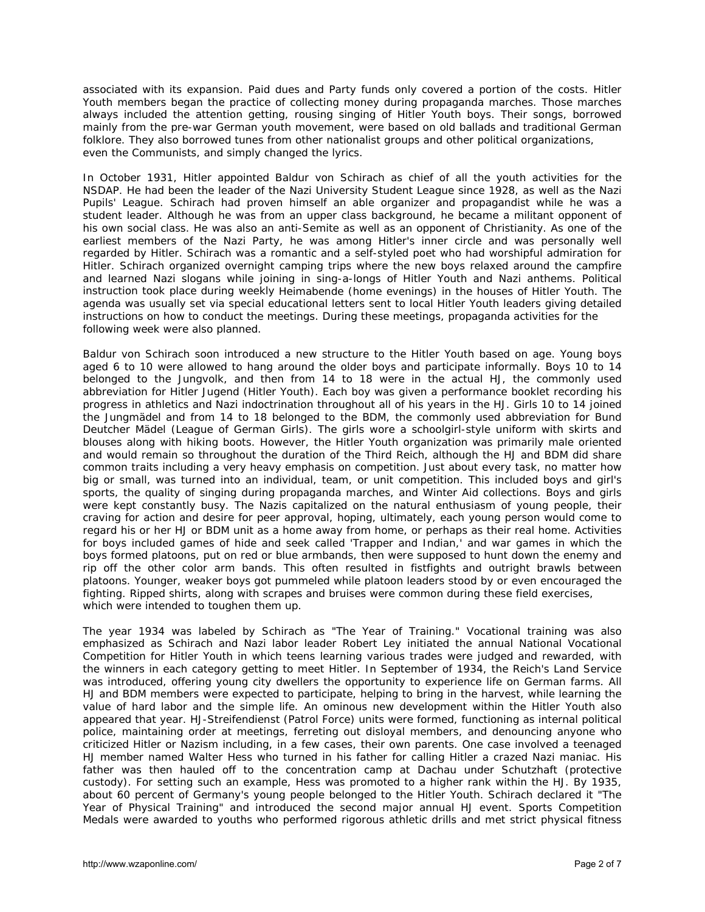associated with its expansion. Paid dues and Party funds only covered a portion of the costs. Hitler Youth members began the practice of collecting money during propaganda marches. Those marches always included the attention getting, rousing singing of Hitler Youth boys. Their songs, borrowed mainly from the pre-war German youth movement, were based on old ballads and traditional German folklore. They also borrowed tunes from other nationalist groups and other political organizations, even the Communists, and simply changed the lyrics.

In October 1931, Hitler appointed Baldur von Schirach as chief of all the youth activities for the NSDAP. He had been the leader of the Nazi University Student League since 1928, as well as the Nazi Pupils' League. Schirach had proven himself an able organizer and propagandist while he was a student leader. Although he was from an upper class background, he became a militant opponent of his own social class. He was also an anti-Semite as well as an opponent of Christianity. As one of the earliest members of the Nazi Party, he was among Hitler's inner circle and was personally well regarded by Hitler. Schirach was a romantic and a self-styled poet who had worshipful admiration for Hitler. Schirach organized overnight camping trips where the new boys relaxed around the campfire and learned Nazi slogans while joining in sing-a-longs of Hitler Youth and Nazi anthems. Political instruction took place during weekly Heimabende (home evenings) in the houses of Hitler Youth. The agenda was usually set via special educational letters sent to local Hitler Youth leaders giving detailed instructions on how to conduct the meetings. During these meetings, propaganda activities for the following week were also planned.

Baldur von Schirach soon introduced a new structure to the Hitler Youth based on age. Young boys aged 6 to 10 were allowed to hang around the older boys and participate informally. Boys 10 to 14 belonged to the Jungvolk, and then from 14 to 18 were in the actual HJ, the commonly used abbreviation for Hitler Jugend (Hitler Youth). Each boy was given a performance booklet recording his progress in athletics and Nazi indoctrination throughout all of his years in the HJ. Girls 10 to 14 joined the Jungmädel and from 14 to 18 belonged to the BDM, the commonly used abbreviation for Bund Deutcher Mädel (League of German Girls). The girls wore a schoolgirl-style uniform with skirts and blouses along with hiking boots. However, the Hitler Youth organization was primarily male oriented and would remain so throughout the duration of the Third Reich, although the HJ and BDM did share common traits including a very heavy emphasis on competition. Just about every task, no matter how big or small, was turned into an individual, team, or unit competition. This included boys and girl's sports, the quality of singing during propaganda marches, and Winter Aid collections. Boys and girls were kept constantly busy. The Nazis capitalized on the natural enthusiasm of young people, their craving for action and desire for peer approval, hoping, ultimately, each young person would come to regard his or her HJ or BDM unit as a home away from home, or perhaps as their real home. Activities for boys included games of hide and seek called 'Trapper and Indian,' and war games in which the boys formed platoons, put on red or blue armbands, then were supposed to hunt down the enemy and rip off the other color arm bands. This often resulted in fistfights and outright brawls between platoons. Younger, weaker boys got pummeled while platoon leaders stood by or even encouraged the fighting. Ripped shirts, along with scrapes and bruises were common during these field exercises, which were intended to toughen them up.

The year 1934 was labeled by Schirach as "The Year of Training." Vocational training was also emphasized as Schirach and Nazi labor leader Robert Ley initiated the annual National Vocational Competition for Hitler Youth in which teens learning various trades were judged and rewarded, with the winners in each category getting to meet Hitler. In September of 1934, the Reich's Land Service was introduced, offering young city dwellers the opportunity to experience life on German farms. All HJ and BDM members were expected to participate, helping to bring in the harvest, while learning the value of hard labor and the simple life. An ominous new development within the Hitler Youth also appeared that year. HJ-Streifendienst (Patrol Force) units were formed, functioning as internal political police, maintaining order at meetings, ferreting out disloyal members, and denouncing anyone who criticized Hitler or Nazism including, in a few cases, their own parents. One case involved a teenaged HJ member named Walter Hess who turned in his father for calling Hitler a crazed Nazi maniac. His father was then hauled off to the concentration camp at Dachau under Schutzhaft (protective custody). For setting such an example, Hess was promoted to a higher rank within the HJ. By 1935, about 60 percent of Germany's young people belonged to the Hitler Youth. Schirach declared it "The Year of Physical Training" and introduced the second major annual HJ event. Sports Competition Medals were awarded to youths who performed rigorous athletic drills and met strict physical fitness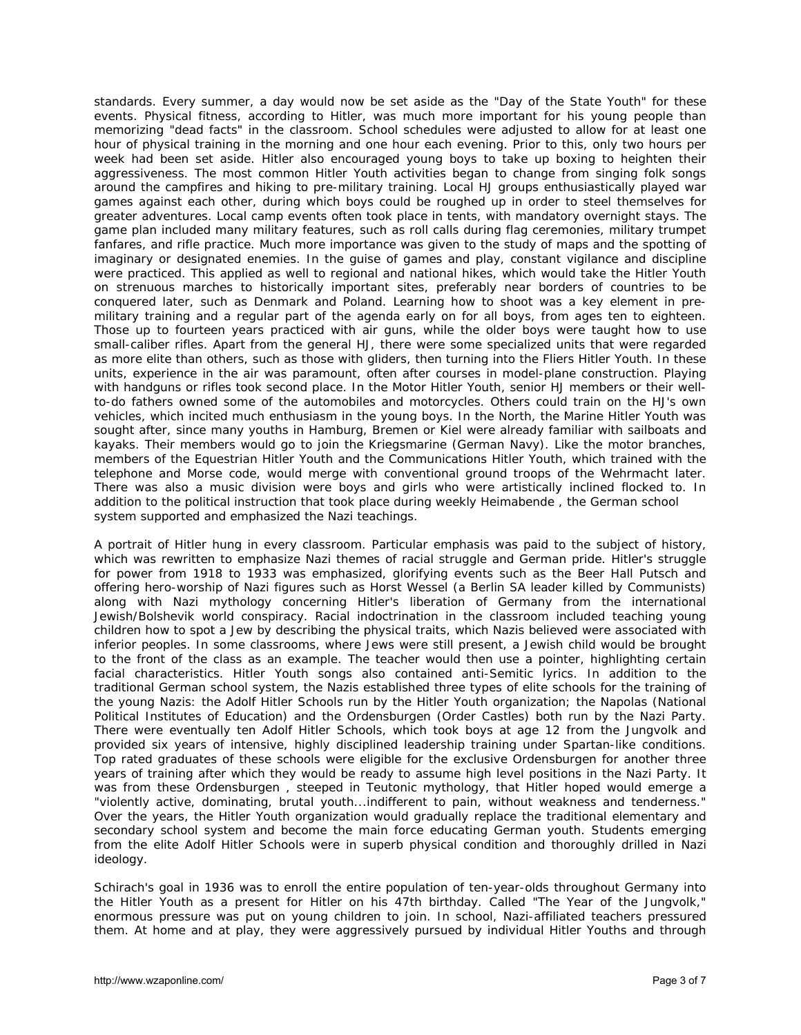standards. Every summer, a day would now be set aside as the "Day of the State Youth" for these events. Physical fitness, according to Hitler, was much more important for his young people than memorizing "dead facts" in the classroom. School schedules were adjusted to allow for at least one hour of physical training in the morning and one hour each evening. Prior to this, only two hours per week had been set aside. Hitler also encouraged young boys to take up boxing to heighten their aggressiveness. The most common Hitler Youth activities began to change from singing folk songs around the campfires and hiking to pre-military training. Local HJ groups enthusiastically played war games against each other, during which boys could be roughed up in order to steel themselves for greater adventures. Local camp events often took place in tents, with mandatory overnight stays. The game plan included many military features, such as roll calls during flag ceremonies, military trumpet fanfares, and rifle practice. Much more importance was given to the study of maps and the spotting of imaginary or designated enemies. In the guise of games and play, constant vigilance and discipline were practiced. This applied as well to regional and national hikes, which would take the Hitler Youth on strenuous marches to historically important sites, preferably near borders of countries to be conquered later, such as Denmark and Poland. Learning how to shoot was a key element in pre-military training and a regular part of the agenda early on for all boys, from ages ten to eighteen. Those up to fourteen years practiced with air guns, while the older boys were taught how to use small-caliber rifles. Apart from the general HJ, there were some specialized units that were regarded as more elite than others, such as those with gliders, then turning into the Fliers Hitler Youth. In these units, experience in the air was paramount, often after courses in model-plane construction. Playing with handguns or rifles took second place. In the Motor Hitler Youth, senior HJ members or their well-to-do fathers owned some of the automobiles and motorcycles. Others could train on the HJ's own vehicles, which incited much enthusiasm in the young boys. In the North, the Marine Hitler Youth was sought after, since many youths in Hamburg, Bremen or Kiel were already familiar with sailboats and kayaks. Their members would go to join the Kriegsmarine (German Navy). Like the motor branches, members of the Equestrian Hitler Youth and the Communications Hitler Youth, which trained with the telephone and Morse code, would merge with conventional ground troops of the Wehrmacht later. There was also a music division were boys and girls who were artistically inclined flocked to. In addition to the political instruction that took place during weekly *Heimabende* , the German school system supported and emphasized the Nazi teachings.

A portrait of Hitler hung in every classroom. Particular emphasis was paid to the subject of history, which was rewritten to emphasize Nazi themes of racial struggle and German pride. Hitler's struggle for power from 1918 to 1933 was emphasized, glorifying events such as the Beer Hall Putsch and offering hero-worship of Nazi figures such as Horst Wessel (a Berlin SA leader killed by Communists) along with Nazi mythology concerning Hitler's liberation of Germany from the international Jewish/Bolshevik world conspiracy. Racial indoctrination in the classroom included teaching young children how to spot a Jew by describing the physical traits, which Nazis believed were associated with inferior peoples. In some classrooms, where Jews were still present, a Jewish child would be brought to the front of the class as an example. The teacher would then use a pointer, highlighting certain facial characteristics. Hitler Youth songs also contained anti-Semitic lyrics. In addition to the traditional German school system, the Nazis established three types of elite schools for the training of the young Nazis: the Adolf Hitler Schools run by the Hitler Youth organization; the Napolas (National Political Institutes of Education) and the Ordensburgen (Order Castles) both run by the Nazi Party. There were eventually ten Adolf Hitler Schools, which took boys at age 12 from the Jungvolk and provided six years of intensive, highly disciplined leadership training under Spartan-like conditions. Top rated graduates of these schools were eligible for the exclusive Ordensburgen for another three years of training after which they would be ready to assume high level positions in the Nazi Party. It was from these *Ordensburgen* , steeped in Teutonic mythology, that Hitler hoped would emerge a "violently active, dominating, brutal youth...indifferent to pain, without weakness and tenderness." Over the years, the Hitler Youth organization would gradually replace the traditional elementary and secondary school system and become the main force educating German youth. Students emerging from the elite Adolf Hitler Schools were in superb physical condition and thoroughly drilled in Nazi ideology.

Schirach's goal in 1936 was to enroll the entire population of ten-year-olds throughout Germany into the Hitler Youth as a present for Hitler on his 47th birthday. Called "The Year of the Jungvolk," enormous pressure was put on young children to join. In school, Nazi-affiliated teachers pressured them. At home and at play, they were aggressively pursued by individual Hitler Youths and through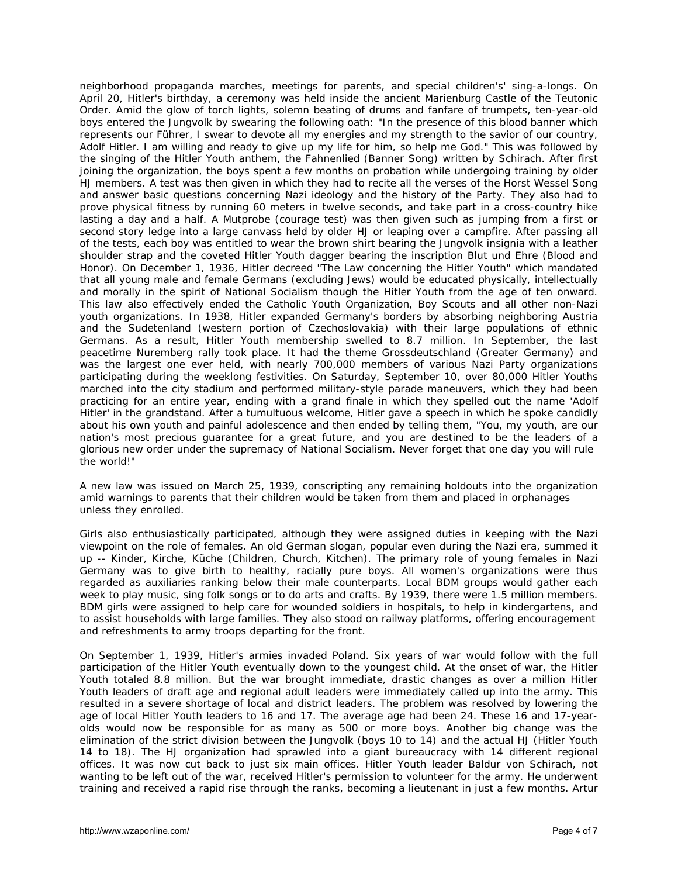neighborhood propaganda marches, meetings for parents, and special children's' sing-a-longs. On April 20, Hitler's birthday, a ceremony was held inside the ancient Marienburg Castle of the Teutonic Order. Amid the glow of torch lights, solemn beating of drums and fanfare of trumpets, ten-year-old boys entered the Jungvolk by swearing the following oath: "In the presence of this blood banner which represents our Führer, I swear to devote all my energies and my strength to the savior of our country, Adolf Hitler. I am willing and ready to give up my life for him, so help me God." This was followed by the singing of the Hitler Youth anthem, the Fahnenlied (Banner Song) written by Schirach. After first joining the organization, the boys spent a few months on probation while undergoing training by older HJ members. A test was then given in which they had to recite all the verses of the Horst Wessel Song and answer basic questions concerning Nazi ideology and the history of the Party. They also had to prove physical fitness by running 60 meters in twelve seconds, and take part in a cross-country hike lasting a day and a half. A Mutprobe (courage test) was then given such as jumping from a first or second story ledge into a large canvass held by older HJ or leaping over a campfire. After passing all of the tests, each boy was entitled to wear the brown shirt bearing the Jungvolk insignia with a leather shoulder strap and the coveted Hitler Youth dagger bearing the inscription Blut und Ehre (Blood and Honor). On December 1, 1936, Hitler decreed "The Law concerning the Hitler Youth" which mandated that all young male and female Germans (excluding Jews) would be educated physically, intellectually and morally in the spirit of National Socialism though the Hitler Youth from the age of ten onward. This law also effectively ended the Catholic Youth Organization, Boy Scouts and all other non-Nazi youth organizations. In 1938, Hitler expanded Germany's borders by absorbing neighboring Austria and the Sudetenland (western portion of Czechoslovakia) with their large populations of ethnic Germans. As a result, Hitler Youth membership swelled to 8.7 million. In September, the last peacetime Nuremberg rally took place. It had the theme Grossdeutschland (Greater Germany) and was the largest one ever held, with nearly 700,000 members of various Nazi Party organizations participating during the weeklong festivities. On Saturday, September 10, over 80,000 Hitler Youths marched into the city stadium and performed military-style parade maneuvers, which they had been practicing for an entire year, ending with a grand finale in which they spelled out the name 'Adolf Hitler' in the grandstand. After a tumultuous welcome, Hitler gave a speech in which he spoke candidly about his own youth and painful adolescence and then ended by telling them, "You, my youth, are our nation's most precious guarantee for a great future, and you are destined to be the leaders of a glorious new order under the supremacy of National Socialism. Never forget that one day you will rule the world!"

A new law was issued on March 25, 1939, conscripting any remaining holdouts into the organization amid warnings to parents that their children would be taken from them and placed in orphanages unless they enrolled.

Girls also enthusiastically participated, although they were assigned duties in keeping with the Nazi viewpoint on the role of females. An old German slogan, popular even during the Nazi era, summed it up -- Kinder, Kirche, Küche (Children, Church, Kitchen). The primary role of young females in Nazi Germany was to give birth to healthy, racially pure boys. All women's organizations were thus regarded as auxiliaries ranking below their male counterparts. Local BDM groups would gather each week to play music, sing folk songs or to do arts and crafts. By 1939, there were 1.5 million members. BDM girls were assigned to help care for wounded soldiers in hospitals, to help in kindergartens, and to assist households with large families. They also stood on railway platforms, offering encouragement and refreshments to army troops departing for the front.

On September 1, 1939, Hitler's armies invaded Poland. Six years of war would follow with the full participation of the Hitler Youth eventually down to the youngest child. At the onset of war, the Hitler Youth totaled 8.8 million. But the war brought immediate, drastic changes as over a million Hitler Youth leaders of draft age and regional adult leaders were immediately called up into the army. This resulted in a severe shortage of local and district leaders. The problem was resolved by lowering the age of local Hitler Youth leaders to 16 and 17. The average age had been 24. These 16 and 17-year-olds would now be responsible for as many as 500 or more boys. Another big change was the elimination of the strict division between the Jungvolk (boys 10 to 14) and the actual HJ (Hitler Youth 14 to 18). The HJ organization had sprawled into a giant bureaucracy with 14 different regional offices. It was now cut back to just six main offices. Hitler Youth leader Baldur von Schirach, not wanting to be left out of the war, received Hitler's permission to volunteer for the army. He underwent training and received a rapid rise through the ranks, becoming a lieutenant in just a few months. Artur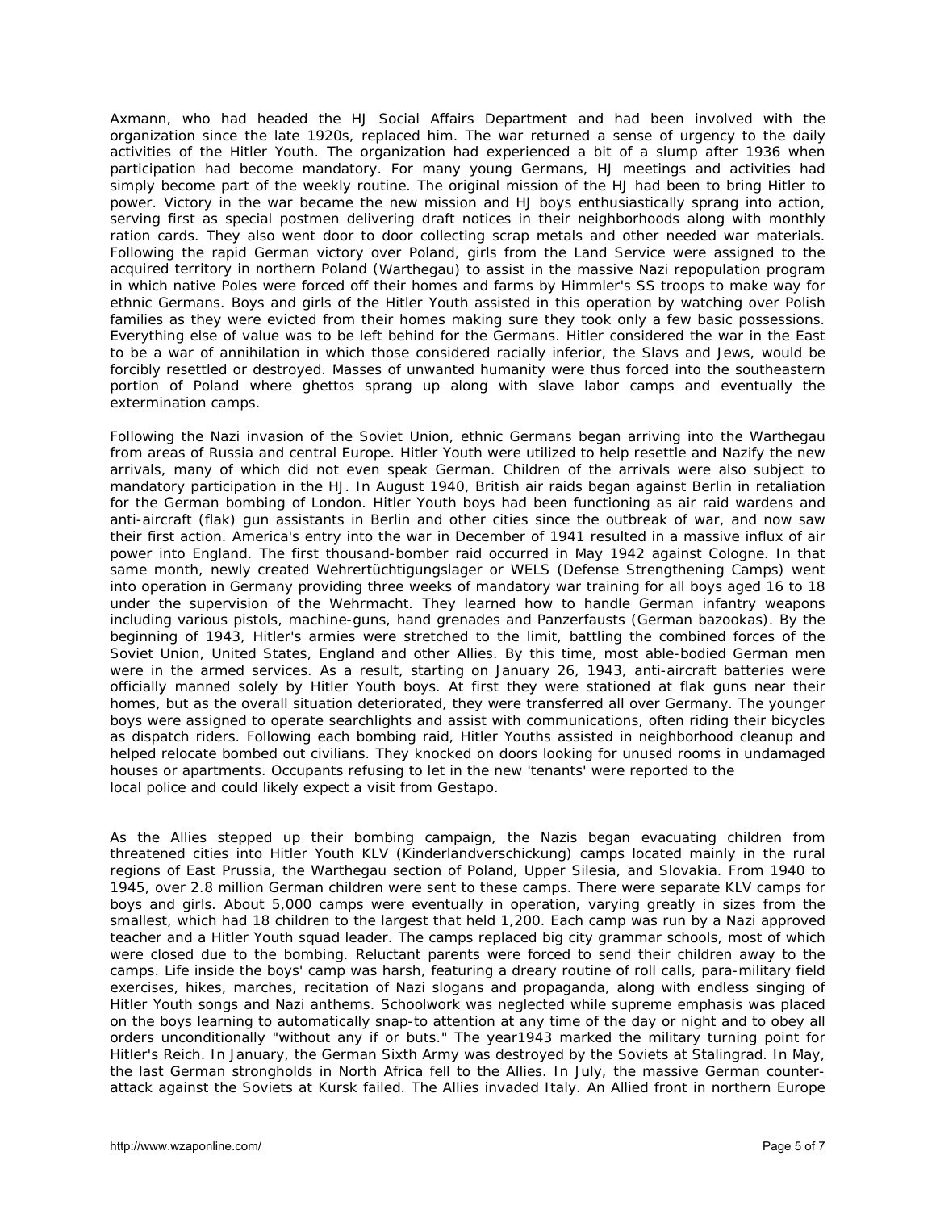Axmann, who had headed the HJ Social Affairs Department and had been involved with the organization since the late 1920s, replaced him. The war returned a sense of urgency to the daily activities of the Hitler Youth. The organization had experienced a bit of a slump after 1936 when participation had become mandatory. For many young Germans, HJ meetings and activities had simply become part of the weekly routine. The original mission of the HJ had been to bring Hitler to power. Victory in the war became the new mission and HJ boys enthusiastically sprang into action, serving first as special postmen delivering draft notices in their neighborhoods along with monthly ration cards. They also went door to door collecting scrap metals and other needed war materials. Following the rapid German victory over Poland, girls from the Land Service were assigned to the acquired territory in northern Poland (Warthegau) to assist in the massive Nazi repopulation program in which native Poles were forced off their homes and farms by Himmler's SS troops to make way for ethnic Germans. Boys and girls of the Hitler Youth assisted in this operation by watching over Polish families as they were evicted from their homes making sure they took only a few basic possessions. Everything else of value was to be left behind for the Germans. Hitler considered the war in the East to be a war of annihilation in which those considered racially inferior, the Slavs and Jews, would be forcibly resettled or destroyed. Masses of unwanted humanity were thus forced into the southeastern portion of Poland where ghettos sprang up along with slave labor camps and eventually the extermination camps.

Following the Nazi invasion of the Soviet Union, ethnic Germans began arriving into the Warthegau from areas of Russia and central Europe. Hitler Youth were utilized to help resettle and Nazify the new arrivals, many of which did not even speak German. Children of the arrivals were also subject to mandatory participation in the HJ. In August 1940, British air raids began against Berlin in retaliation for the German bombing of London. Hitler Youth boys had been functioning as air raid wardens and anti-aircraft (flak) gun assistants in Berlin and other cities since the outbreak of war, and now saw their first action. America's entry into the war in December of 1941 resulted in a massive influx of air power into England. The first thousand-bomber raid occurred in May 1942 against Cologne. In that same month, newly created Wehrertüchtigungslager or WELS (Defense Strengthening Camps) went into operation in Germany providing three weeks of mandatory war training for all boys aged 16 to 18 under the supervision of the Wehrmacht. They learned how to handle German infantry weapons including various pistols, machine-guns, hand grenades and Panzerfausts (German bazookas). By the beginning of 1943, Hitler's armies were stretched to the limit, battling the combined forces of the Soviet Union, United States, England and other Allies. By this time, most able-bodied German men were in the armed services. As a result, starting on January 26, 1943, anti-aircraft batteries were officially manned solely by Hitler Youth boys. At first they were stationed at flak guns near their homes, but as the overall situation deteriorated, they were transferred all over Germany. The younger boys were assigned to operate searchlights and assist with communications, often riding their bicycles as dispatch riders. Following each bombing raid, Hitler Youths assisted in neighborhood cleanup and helped relocate bombed out civilians. They knocked on doors looking for unused rooms in undamaged houses or apartments. Occupants refusing to let in the new 'tenants' were reported to the local police and could likely expect a visit from Gestapo.

As the Allies stepped up their bombing campaign, the Nazis began evacuating children from threatened cities into Hitler Youth KLV (Kinderlandverschickung) camps located mainly in the rural regions of East Prussia, the Warthegau section of Poland, Upper Silesia, and Slovakia. From 1940 to 1945, over 2.8 million German children were sent to these camps. There were separate KLV camps for boys and girls. About 5,000 camps were eventually in operation, varying greatly in sizes from the smallest, which had 18 children to the largest that held 1,200. Each camp was run by a Nazi approved teacher and a Hitler Youth squad leader. The camps replaced big city grammar schools, most of which were closed due to the bombing. Reluctant parents were forced to send their children away to the camps. Life inside the boys' camp was harsh, featuring a dreary routine of roll calls, para-military field exercises, hikes, marches, recitation of Nazi slogans and propaganda, along with endless singing of Hitler Youth songs and Nazi anthems. Schoolwork was neglected while supreme emphasis was placed on the boys learning to automatically snap-to attention at any time of the day or night and to obey all orders unconditionally "without any if or buts." The year1943 marked the military turning point for Hitler's Reich. In January, the German Sixth Army was destroyed by the Soviets at Stalingrad. In May, the last German strongholds in North Africa fell to the Allies. In July, the massive German counter-attack against the Soviets at Kursk failed. The Allies invaded Italy. An Allied front in northern Europe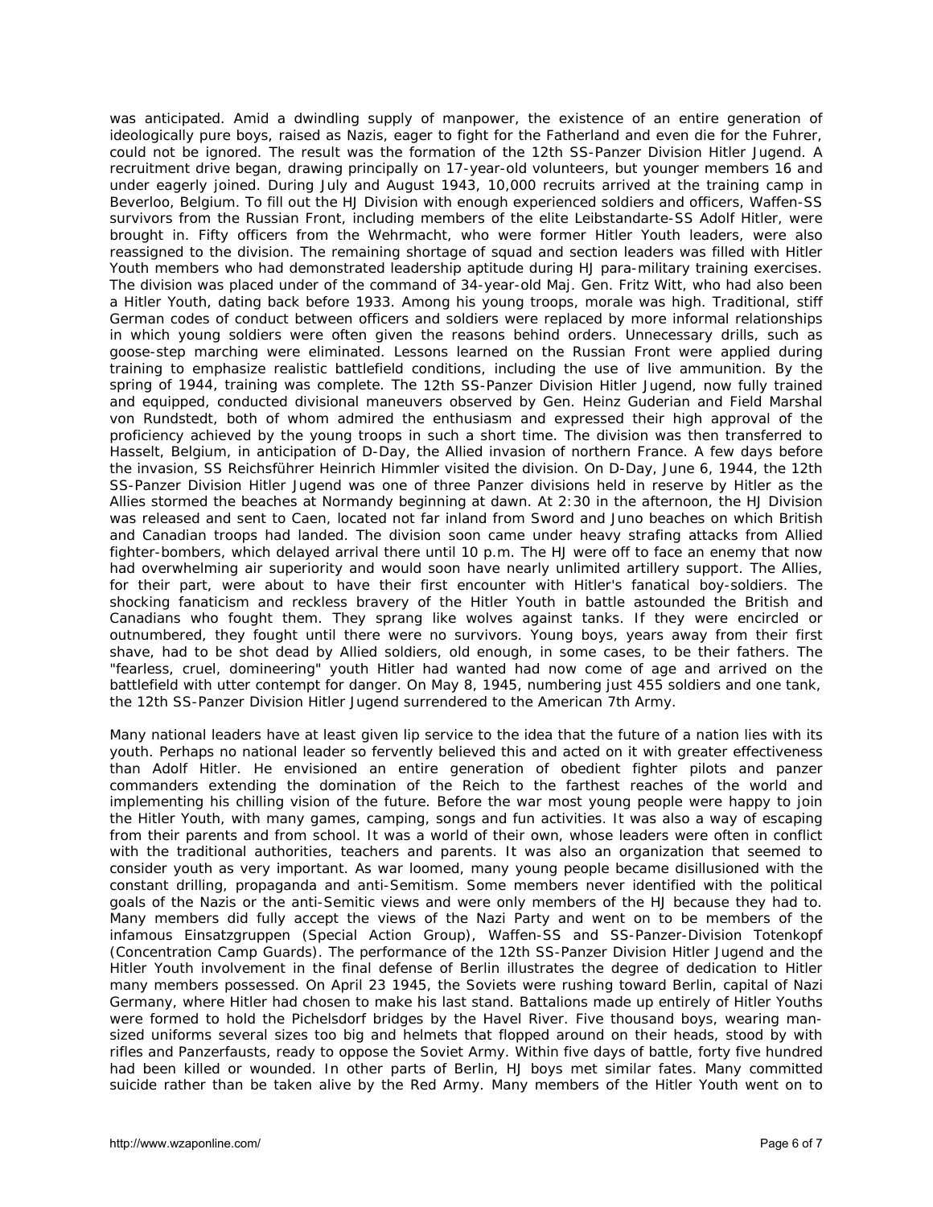was anticipated. Amid a dwindling supply of manpower, the existence of an entire generation of ideologically pure boys, raised as Nazis, eager to fight for the Fatherland and even die for the Fuhrer, could not be ignored. The result was the formation of the 12th SS-Panzer Division Hitler Jugend. A recruitment drive began, drawing principally on 17-year-old volunteers, but younger members 16 and under eagerly joined. During July and August 1943, 10,000 recruits arrived at the training camp in Beverloo, Belgium. To fill out the HJ Division with enough experienced soldiers and officers, Waffen-SS survivors from the Russian Front, including members of the elite Leibstandarte-SS Adolf Hitler, were brought in. Fifty officers from the Wehrmacht, who were former Hitler Youth leaders, were also reassigned to the division. The remaining shortage of squad and section leaders was filled with Hitler Youth members who had demonstrated leadership aptitude during HJ para-military training exercises. The division was placed under of the command of 34-year-old Maj. Gen. Fritz Witt, who had also been a Hitler Youth, dating back before 1933. Among his young troops, morale was high. Traditional, stiff German codes of conduct between officers and soldiers were replaced by more informal relationships in which young soldiers were often given the reasons behind orders. Unnecessary drills, such as goose-step marching were eliminated. Lessons learned on the Russian Front were applied during training to emphasize realistic battlefield conditions, including the use of live ammunition. By the spring of 1944, training was complete. The 12th SS-Panzer Division Hitler Jugend, now fully trained and equipped, conducted divisional maneuvers observed by Gen. Heinz Guderian and Field Marshal von Rundstedt, both of whom admired the enthusiasm and expressed their high approval of the proficiency achieved by the young troops in such a short time. The division was then transferred to Hasselt, Belgium, in anticipation of D-Day, the Allied invasion of northern France. A few days before the invasion, SS Reichsführer Heinrich Himmler visited the division. On D-Day, June 6, 1944, the 12th SS-Panzer Division Hitler Jugend was one of three Panzer divisions held in reserve by Hitler as the Allies stormed the beaches at Normandy beginning at dawn. At 2:30 in the afternoon, the HJ Division was released and sent to Caen, located not far inland from Sword and Juno beaches on which British and Canadian troops had landed. The division soon came under heavy strafing attacks from Allied fighter-bombers, which delayed arrival there until 10 p.m. The HJ were off to face an enemy that now had overwhelming air superiority and would soon have nearly unlimited artillery support. The Allies, for their part, were about to have their first encounter with Hitler's fanatical boy-soldiers. The shocking fanaticism and reckless bravery of the Hitler Youth in battle astounded the British and Canadians who fought them. They sprang like wolves against tanks. If they were encircled or outnumbered, they fought until there were no survivors. Young boys, years away from their first shave, had to be shot dead by Allied soldiers, old enough, in some cases, to be their fathers. The "fearless, cruel, domineering" youth Hitler had wanted had now come of age and arrived on the battlefield with utter contempt for danger. On May 8, 1945, numbering just 455 soldiers and one tank, the 12th SS-Panzer Division Hitler Jugend surrendered to the American 7th Army.

Many national leaders have at least given lip service to the idea that the future of a nation lies with its youth. Perhaps no national leader so fervently believed this and acted on it with greater effectiveness than Adolf Hitler. He envisioned an entire generation of obedient fighter pilots and panzer commanders extending the domination of the Reich to the farthest reaches of the world and implementing his chilling vision of the future. Before the war most young people were happy to join the Hitler Youth, with many games, camping, songs and fun activities. It was also a way of escaping from their parents and from school. It was a world of their own, whose leaders were often in conflict with the traditional authorities, teachers and parents. It was also an organization that seemed to consider youth as very important. As war loomed, many young people became disillusioned with the constant drilling, propaganda and anti-Semitism. Some members never identified with the political goals of the Nazis or the anti-Semitic views and were only members of the HJ because they had to. Many members did fully accept the views of the Nazi Party and went on to be members of the infamous Einsatzgruppen (Special Action Group), Waffen-SS and SS-Panzer-Division Totenkopf (Concentration Camp Guards). The performance of the 12th SS-Panzer Division Hitler Jugend and the Hitler Youth involvement in the final defense of Berlin illustrates the degree of dedication to Hitler many members possessed. On April 23 1945, the Soviets were rushing toward Berlin, capital of Nazi Germany, where Hitler had chosen to make his last stand. Battalions made up entirely of Hitler Youths were formed to hold the Pichelsdorf bridges by the Havel River. Five thousand boys, wearing man-sized uniforms several sizes too big and helmets that flopped around on their heads, stood by with rifles and Panzerfausts, ready to oppose the Soviet Army. Within five days of battle, forty five hundred had been killed or wounded. In other parts of Berlin, HJ boys met similar fates. Many committed suicide rather than be taken alive by the Red Army. Many members of the Hitler Youth went on to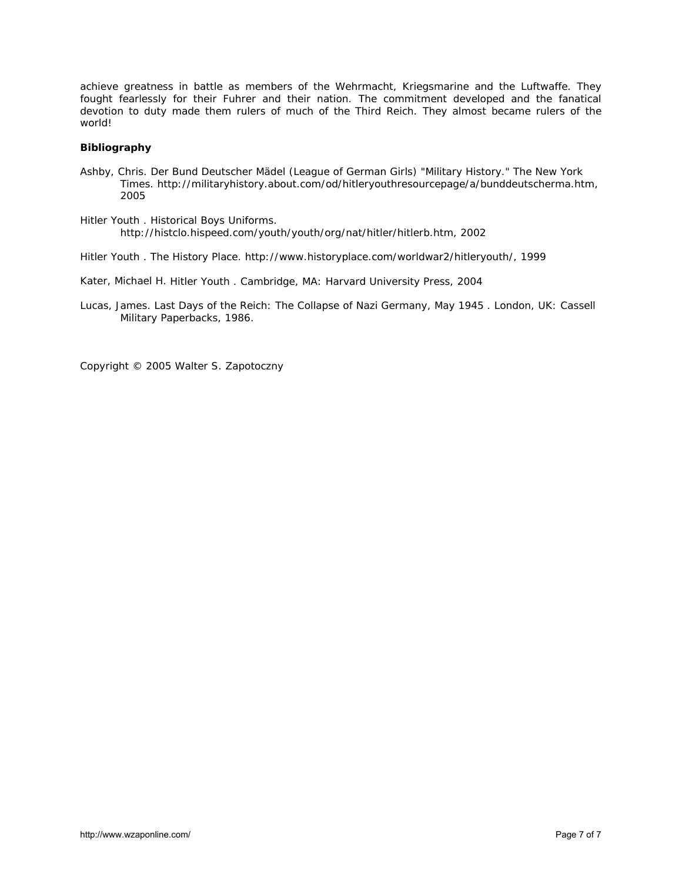achieve greatness in battle as members of the Wehrmacht, Kriegsmarine and the Luftwaffe. They fought fearlessly for their Fuhrer and their nation. The commitment developed and the fanatical devotion to duty made them rulers of much of the Third Reich. They almost became rulers of the world!

**Bibliography**

Ashby, Chris. Der Bund Deutscher Mädel (League of German Girls) "Military History." The New York Times. http://militaryhistory.about.com/od/hitleryouthresourcepage/a/bunddeutscherma.htm, 2005

Hitler Youth . Historical Boys Uniforms. http://histclo.hispeed.com/youth/youth/org/nat/hitler/hitlerb.htm, 2002

Hitler Youth . The History Place. http://www.historyplace.com/worldwar2/hitleryouth/, 1999

Kater, Michael H. Hitler Youth . Cambridge, MA: Harvard University Press, 2004

Lucas, James. Last Days of the Reich: The Collapse of Nazi Germany, May 1945 . London, UK: Cassell Military Paperbacks, 1986.

Copyright © 2005 Walter S. Zapotoczny